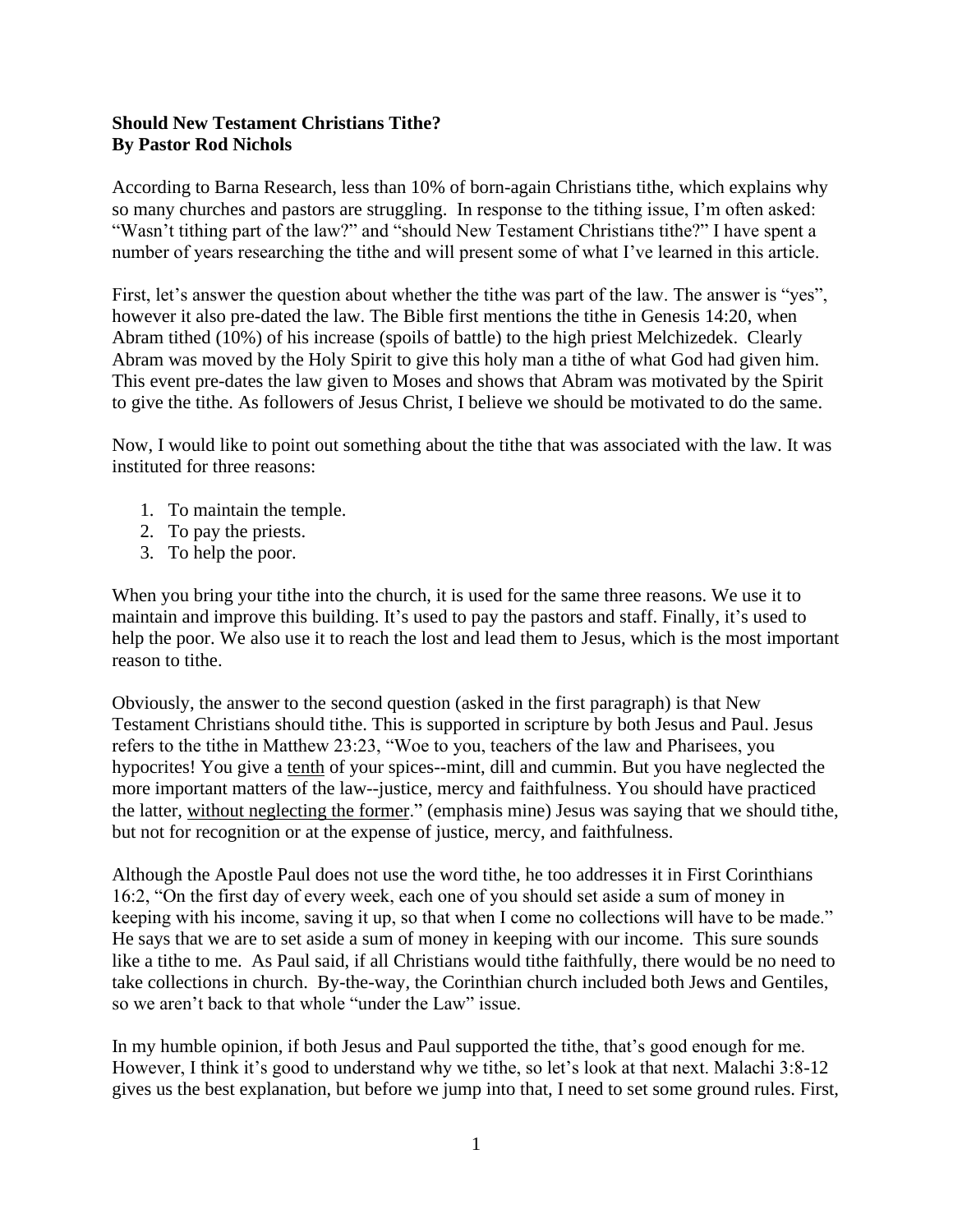**Should New Testament Christians Tithe?**
**By Pastor Rod Nichols**

According to Barna Research, less than 10% of born-again Christians tithe, which explains why so many churches and pastors are struggling. In response to the tithing issue, I'm often asked: "Wasn't tithing part of the law?" and "should New Testament Christians tithe?" I have spent a number of years researching the tithe and will present some of what I've learned in this article.

First, let's answer the question about whether the tithe was part of the law. The answer is "yes", however it also pre-dated the law. The Bible first mentions the tithe in Genesis 14:20, when Abram tithed (10%) of his increase (spoils of battle) to the high priest Melchizedek. Clearly Abram was moved by the Holy Spirit to give this holy man a tithe of what God had given him. This event pre-dates the law given to Moses and shows that Abram was motivated by the Spirit to give the tithe. As followers of Jesus Christ, I believe we should be motivated to do the same.

Now, I would like to point out something about the tithe that was associated with the law. It was instituted for three reasons:

1. To maintain the temple.
2. To pay the priests.
3. To help the poor.

When you bring your tithe into the church, it is used for the same three reasons. We use it to maintain and improve this building. It's used to pay the pastors and staff. Finally, it's used to help the poor. We also use it to reach the lost and lead them to Jesus, which is the most important reason to tithe.

Obviously, the answer to the second question (asked in the first paragraph) is that New Testament Christians should tithe. This is supported in scripture by both Jesus and Paul. Jesus refers to the tithe in Matthew 23:23, "Woe to you, teachers of the law and Pharisees, you hypocrites! You give a <u>tenth</u> of your spices--mint, dill and cummin. But you have neglected the more important matters of the law--justice, mercy and faithfulness. You should have practiced the latter, <u>without neglecting the former</u>." (emphasis mine) Jesus was saying that we should tithe, but not for recognition or at the expense of justice, mercy, and faithfulness.

Although the Apostle Paul does not use the word tithe, he too addresses it in First Corinthians 16:2, "On the first day of every week, each one of you should set aside a sum of money in keeping with his income, saving it up, so that when I come no collections will have to be made." He says that we are to set aside a sum of money in keeping with our income. This sure sounds like a tithe to me. As Paul said, if all Christians would tithe faithfully, there would be no need to take collections in church. By-the-way, the Corinthian church included both Jews and Gentiles, so we aren't back to that whole "under the Law" issue.

In my humble opinion, if both Jesus and Paul supported the tithe, that's good enough for me. However, I think it's good to understand why we tithe, so let's look at that next. Malachi 3:8-12 gives us the best explanation, but before we jump into that, I need to set some ground rules. First,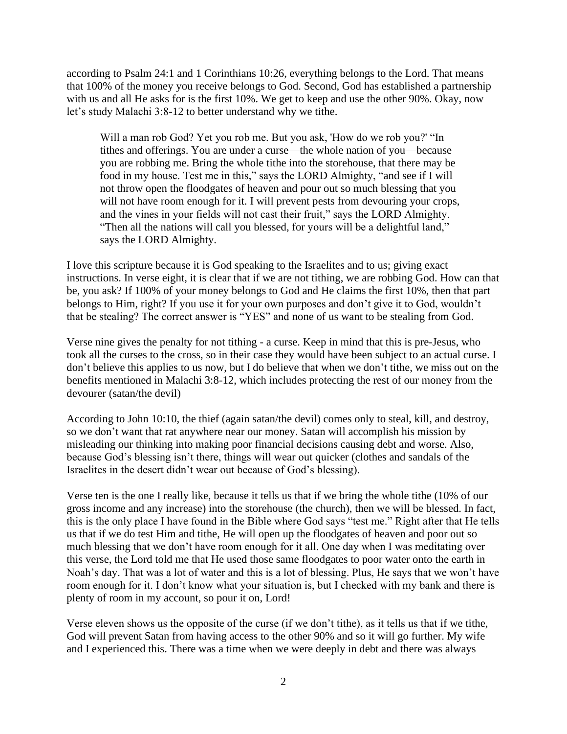according to Psalm 24:1 and 1 Corinthians 10:26, everything belongs to the Lord. That means that 100% of the money you receive belongs to God. Second, God has established a partnership with us and all He asks for is the first 10%. We get to keep and use the other 90%. Okay, now let's study Malachi 3:8-12 to better understand why we tithe.

> Will a man rob God? Yet you rob me. But you ask, 'How do we rob you?' "In tithes and offerings. You are under a curse—the whole nation of you—because you are robbing me. Bring the whole tithe into the storehouse, that there may be food in my house. Test me in this," says the LORD Almighty, "and see if I will not throw open the floodgates of heaven and pour out so much blessing that you will not have room enough for it. I will prevent pests from devouring your crops, and the vines in your fields will not cast their fruit," says the LORD Almighty. "Then all the nations will call you blessed, for yours will be a delightful land," says the LORD Almighty.

I love this scripture because it is God speaking to the Israelites and to us; giving exact instructions. In verse eight, it is clear that if we are not tithing, we are robbing God. How can that be, you ask? If 100% of your money belongs to God and He claims the first 10%, then that part belongs to Him, right? If you use it for your own purposes and don't give it to God, wouldn't that be stealing? The correct answer is "YES" and none of us want to be stealing from God.

Verse nine gives the penalty for not tithing - a curse. Keep in mind that this is pre-Jesus, who took all the curses to the cross, so in their case they would have been subject to an actual curse. I don't believe this applies to us now, but I do believe that when we don't tithe, we miss out on the benefits mentioned in Malachi 3:8-12, which includes protecting the rest of our money from the devourer (satan/the devil)

According to John 10:10, the thief (again satan/the devil) comes only to steal, kill, and destroy, so we don't want that rat anywhere near our money. Satan will accomplish his mission by misleading our thinking into making poor financial decisions causing debt and worse. Also, because God's blessing isn't there, things will wear out quicker (clothes and sandals of the Israelites in the desert didn't wear out because of God's blessing).

Verse ten is the one I really like, because it tells us that if we bring the whole tithe (10% of our gross income and any increase) into the storehouse (the church), then we will be blessed. In fact, this is the only place I have found in the Bible where God says "test me." Right after that He tells us that if we do test Him and tithe, He will open up the floodgates of heaven and poor out so much blessing that we don't have room enough for it all. One day when I was meditating over this verse, the Lord told me that He used those same floodgates to poor water onto the earth in Noah's day. That was a lot of water and this is a lot of blessing. Plus, He says that we won't have room enough for it. I don't know what your situation is, but I checked with my bank and there is plenty of room in my account, so pour it on, Lord!

Verse eleven shows us the opposite of the curse (if we don't tithe), as it tells us that if we tithe, God will prevent Satan from having access to the other 90% and so it will go further. My wife and I experienced this. There was a time when we were deeply in debt and there was always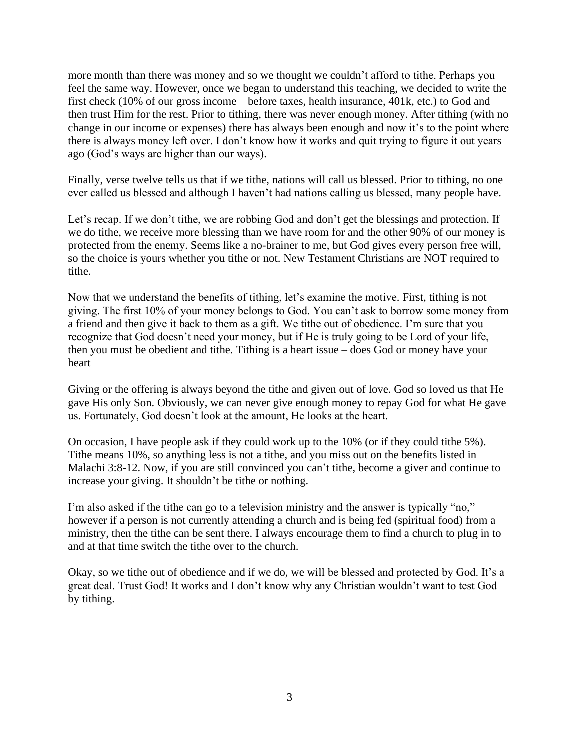more month than there was money and so we thought we couldn't afford to tithe. Perhaps you feel the same way. However, once we began to understand this teaching, we decided to write the first check (10% of our gross income – before taxes, health insurance, 401k, etc.) to God and then trust Him for the rest. Prior to tithing, there was never enough money. After tithing (with no change in our income or expenses) there has always been enough and now it's to the point where there is always money left over. I don't know how it works and quit trying to figure it out years ago (God's ways are higher than our ways).

Finally, verse twelve tells us that if we tithe, nations will call us blessed. Prior to tithing, no one ever called us blessed and although I haven't had nations calling us blessed, many people have.

Let's recap. If we don't tithe, we are robbing God and don't get the blessings and protection. If we do tithe, we receive more blessing than we have room for and the other 90% of our money is protected from the enemy. Seems like a no-brainer to me, but God gives every person free will, so the choice is yours whether you tithe or not. New Testament Christians are NOT required to tithe.

Now that we understand the benefits of tithing, let's examine the motive. First, tithing is not giving. The first 10% of your money belongs to God. You can't ask to borrow some money from a friend and then give it back to them as a gift. We tithe out of obedience. I'm sure that you recognize that God doesn't need your money, but if He is truly going to be Lord of your life, then you must be obedient and tithe. Tithing is a heart issue – does God or money have your heart

Giving or the offering is always beyond the tithe and given out of love. God so loved us that He gave His only Son. Obviously, we can never give enough money to repay God for what He gave us. Fortunately, God doesn't look at the amount, He looks at the heart.

On occasion, I have people ask if they could work up to the 10% (or if they could tithe 5%). Tithe means 10%, so anything less is not a tithe, and you miss out on the benefits listed in Malachi 3:8-12. Now, if you are still convinced you can't tithe, become a giver and continue to increase your giving. It shouldn't be tithe or nothing.

I'm also asked if the tithe can go to a television ministry and the answer is typically "no," however if a person is not currently attending a church and is being fed (spiritual food) from a ministry, then the tithe can be sent there. I always encourage them to find a church to plug in to and at that time switch the tithe over to the church.

Okay, so we tithe out of obedience and if we do, we will be blessed and protected by God. It's a great deal. Trust God! It works and I don't know why any Christian wouldn't want to test God by tithing.